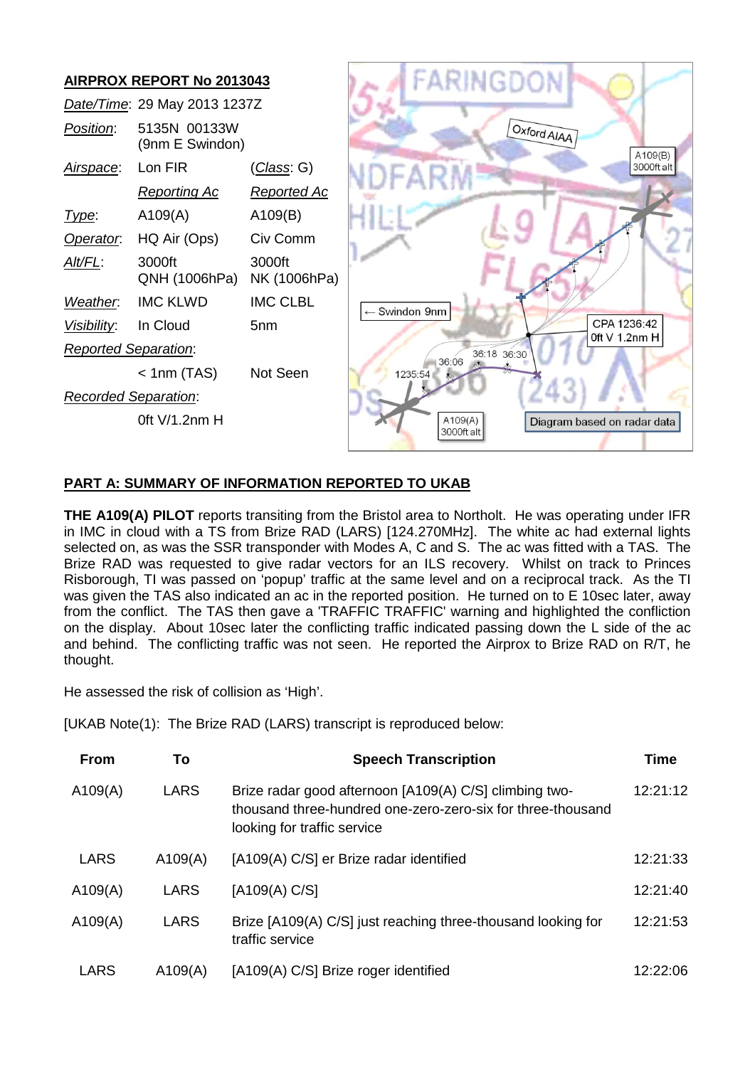**AIRPROX REPORT No 2013043**

| | | |
|---|---|---|
| *Date/Time*: | 29 May 2013 1237Z | |
| *Position*: | 5135N 00133W (9nm E Swindon) | |
| *Airspace*: | Lon FIR | (*Class*: G) |
| | *Reporting Ac* | *Reported Ac* |
| *Type*: | A109(A) | A109(B) |
| *Operator*: | HQ Air (Ops) | Civ Comm |
| *Alt/FL*: | 3000ft QNH (1006hPa) | 3000ft NK (1006hPa) |
| *Weather*: | IMC KLWD | IMC CLBL |
| *Visibility*: | In Cloud | 5nm |
| *Reported Separation*: | | |
| | < 1nm (TAS) | Not Seen |
| *Recorded Separation*: | | |
| | 0ft V/1.2nm H | |

Diagram based on radar data

## PART A: SUMMARY OF INFORMATION REPORTED TO UKAB

**THE A109(A) PILOT** reports transiting from the Bristol area to Northolt. He was operating under IFR in IMC in cloud with a TS from Brize RAD (LARS) [124.270MHz]. The white ac had external lights selected on, as was the SSR transponder with Modes A, C and S. The ac was fitted with a TAS. The Brize RAD was requested to give radar vectors for an ILS recovery. Whilst on track to Princes Risborough, TI was passed on 'popup' traffic at the same level and on a reciprocal track. As the TI was given the TAS also indicated an ac in the reported position. He turned on to E 10sec later, away from the conflict. The TAS then gave a 'TRAFFIC TRAFFIC' warning and highlighted the confliction on the display. About 10sec later the conflicting traffic indicated passing down the L side of the ac and behind. The conflicting traffic was not seen. He reported the Airprox to Brize RAD on R/T, he thought.

He assessed the risk of collision as 'High'.

[UKAB Note(1): The Brize RAD (LARS) transcript is reproduced below:

| From | To | Speech Transcription | Time |
|---|---|---|---|
| A109(A) | LARS | Brize radar good afternoon [A109(A) C/S] climbing two-thousand three-hundred one-zero-zero-six for three-thousand looking for traffic service | 12:21:12 |
| LARS | A109(A) | [A109(A) C/S] er Brize radar identified | 12:21:33 |
| A109(A) | LARS | [A109(A) C/S] | 12:21:40 |
| A109(A) | LARS | Brize [A109(A) C/S] just reaching three-thousand looking for traffic service | 12:21:53 |
| LARS | A109(A) | [A109(A) C/S] Brize roger identified | 12:22:06 |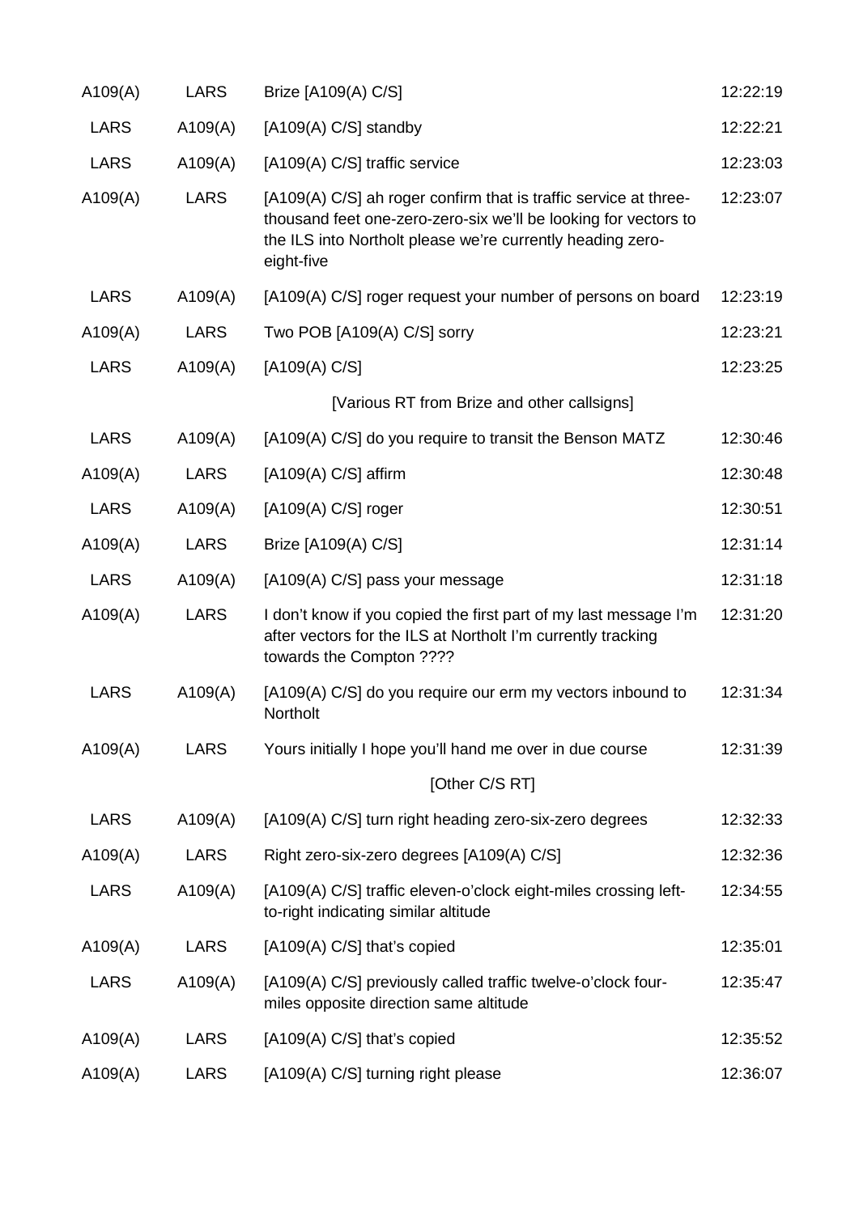| | | | |
|---|---|---|---|
| A109(A) | LARS | Brize [A109(A) C/S] | 12:22:19 |
| LARS | A109(A) | [A109(A) C/S] standby | 12:22:21 |
| LARS | A109(A) | [A109(A) C/S] traffic service | 12:23:03 |
| A109(A) | LARS | [A109(A) C/S] ah roger confirm that is traffic service at three-thousand feet one-zero-zero-six we'll be looking for vectors to the ILS into Northolt please we're currently heading zero-eight-five | 12:23:07 |
| LARS | A109(A) | [A109(A) C/S] roger request your number of persons on board | 12:23:19 |
| A109(A) | LARS | Two POB [A109(A) C/S] sorry | 12:23:21 |
| LARS | A109(A) | [A109(A) C/S] | 12:23:25 |
| | | [Various RT from Brize and other callsigns] | |
| LARS | A109(A) | [A109(A) C/S] do you require to transit the Benson MATZ | 12:30:46 |
| A109(A) | LARS | [A109(A) C/S] affirm | 12:30:48 |
| LARS | A109(A) | [A109(A) C/S] roger | 12:30:51 |
| A109(A) | LARS | Brize [A109(A) C/S] | 12:31:14 |
| LARS | A109(A) | [A109(A) C/S] pass your message | 12:31:18 |
| A109(A) | LARS | I don't know if you copied the first part of my last message I'm after vectors for the ILS at Northolt I'm currently tracking towards the Compton ???? | 12:31:20 |
| LARS | A109(A) | [A109(A) C/S] do you require our erm my vectors inbound to Northolt | 12:31:34 |
| A109(A) | LARS | Yours initially I hope you'll hand me over in due course | 12:31:39 |
| | | [Other C/S RT] | |
| LARS | A109(A) | [A109(A) C/S] turn right heading zero-six-zero degrees | 12:32:33 |
| A109(A) | LARS | Right zero-six-zero degrees [A109(A) C/S] | 12:32:36 |
| LARS | A109(A) | [A109(A) C/S] traffic eleven-o'clock eight-miles crossing left-to-right indicating similar altitude | 12:34:55 |
| A109(A) | LARS | [A109(A) C/S] that's copied | 12:35:01 |
| LARS | A109(A) | [A109(A) C/S] previously called traffic twelve-o'clock four-miles opposite direction same altitude | 12:35:47 |
| A109(A) | LARS | [A109(A) C/S] that's copied | 12:35:52 |
| A109(A) | LARS | [A109(A) C/S] turning right please | 12:36:07 |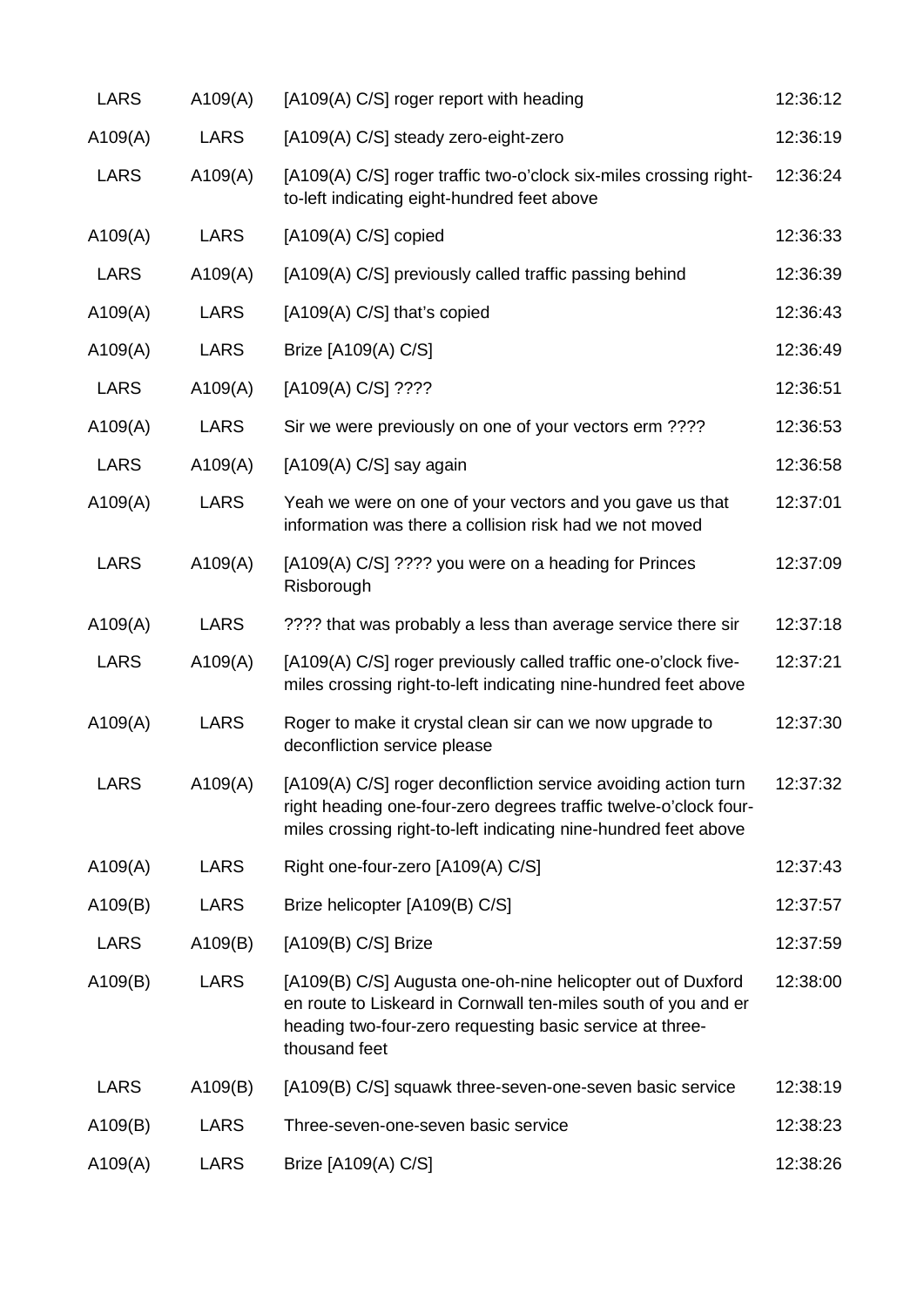| | | | |
|---|---|---|---|
| LARS | A109(A) | [A109(A) C/S] roger report with heading | 12:36:12 |
| A109(A) | LARS | [A109(A) C/S] steady zero-eight-zero | 12:36:19 |
| LARS | A109(A) | [A109(A) C/S] roger traffic two-o'clock six-miles crossing right-to-left indicating eight-hundred feet above | 12:36:24 |
| A109(A) | LARS | [A109(A) C/S] copied | 12:36:33 |
| LARS | A109(A) | [A109(A) C/S] previously called traffic passing behind | 12:36:39 |
| A109(A) | LARS | [A109(A) C/S] that's copied | 12:36:43 |
| A109(A) | LARS | Brize [A109(A) C/S] | 12:36:49 |
| LARS | A109(A) | [A109(A) C/S] ???? | 12:36:51 |
| A109(A) | LARS | Sir we were previously on one of your vectors erm ???? | 12:36:53 |
| LARS | A109(A) | [A109(A) C/S] say again | 12:36:58 |
| A109(A) | LARS | Yeah we were on one of your vectors and you gave us that information was there a collision risk had we not moved | 12:37:01 |
| LARS | A109(A) | [A109(A) C/S] ???? you were on a heading for Princes Risborough | 12:37:09 |
| A109(A) | LARS | ???? that was probably a less than average service there sir | 12:37:18 |
| LARS | A109(A) | [A109(A) C/S] roger previously called traffic one-o'clock five-miles crossing right-to-left indicating nine-hundred feet above | 12:37:21 |
| A109(A) | LARS | Roger to make it crystal clean sir can we now upgrade to deconfliction service please | 12:37:30 |
| LARS | A109(A) | [A109(A) C/S] roger deconfliction service avoiding action turn right heading one-four-zero degrees traffic twelve-o'clock four-miles crossing right-to-left indicating nine-hundred feet above | 12:37:32 |
| A109(A) | LARS | Right one-four-zero [A109(A) C/S] | 12:37:43 |
| A109(B) | LARS | Brize helicopter [A109(B) C/S] | 12:37:57 |
| LARS | A109(B) | [A109(B) C/S] Brize | 12:37:59 |
| A109(B) | LARS | [A109(B) C/S] Augusta one-oh-nine helicopter out of Duxford en route to Liskeard in Cornwall ten-miles south of you and er heading two-four-zero requesting basic service at three-thousand feet | 12:38:00 |
| LARS | A109(B) | [A109(B) C/S] squawk three-seven-one-seven basic service | 12:38:19 |
| A109(B) | LARS | Three-seven-one-seven basic service | 12:38:23 |
| A109(A) | LARS | Brize [A109(A) C/S] | 12:38:26 |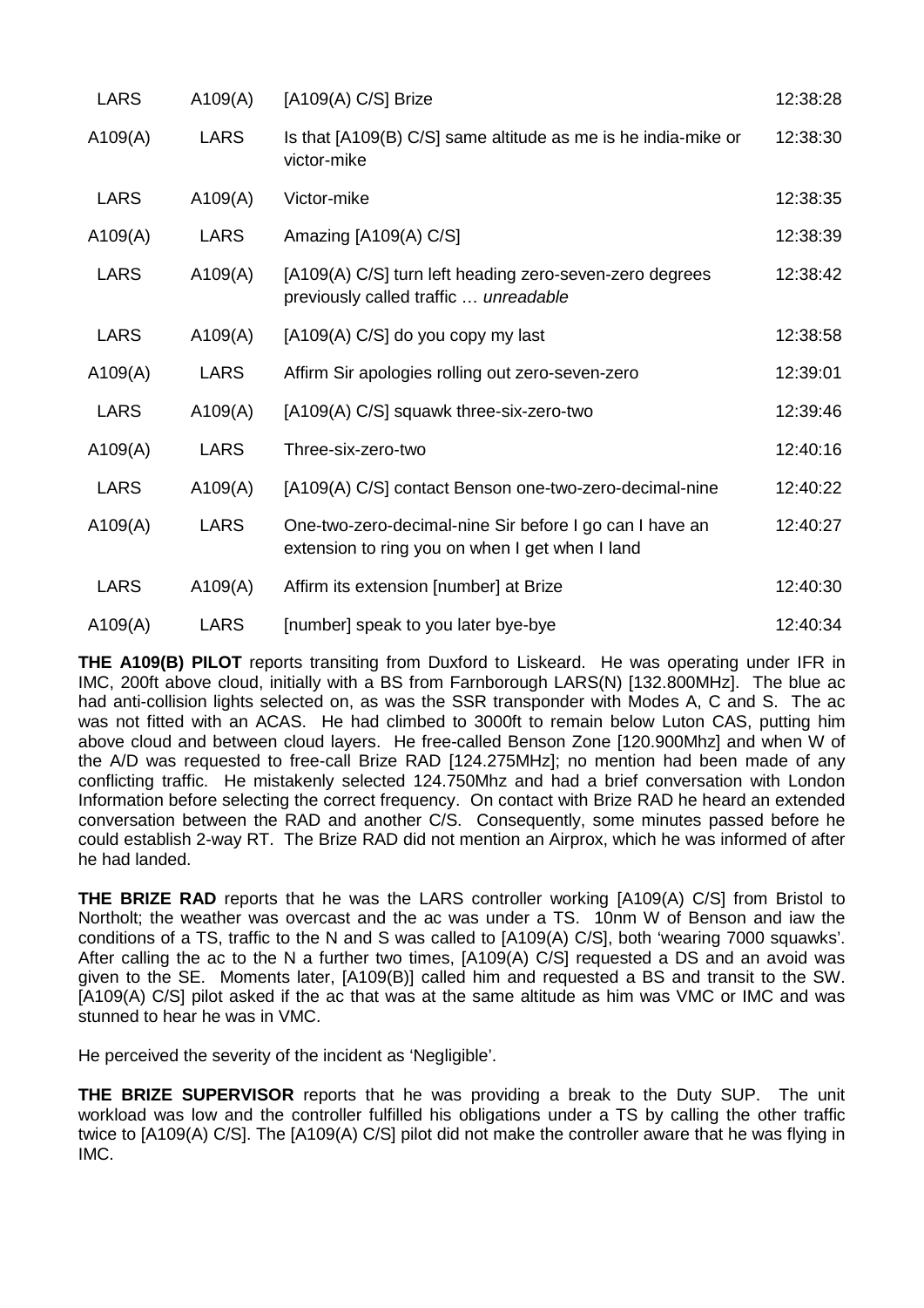| | | | |
|---|---|---|---|
| LARS | A109(A) | [A109(A) C/S] Brize | 12:38:28 |
| A109(A) | LARS | Is that [A109(B) C/S] same altitude as me is he india-mike or victor-mike | 12:38:30 |
| LARS | A109(A) | Victor-mike | 12:38:35 |
| A109(A) | LARS | Amazing [A109(A) C/S] | 12:38:39 |
| LARS | A109(A) | [A109(A) C/S] turn left heading zero-seven-zero degrees previously called traffic … *unreadable* | 12:38:42 |
| LARS | A109(A) | [A109(A) C/S] do you copy my last | 12:38:58 |
| A109(A) | LARS | Affirm Sir apologies rolling out zero-seven-zero | 12:39:01 |
| LARS | A109(A) | [A109(A) C/S] squawk three-six-zero-two | 12:39:46 |
| A109(A) | LARS | Three-six-zero-two | 12:40:16 |
| LARS | A109(A) | [A109(A) C/S] contact Benson one-two-zero-decimal-nine | 12:40:22 |
| A109(A) | LARS | One-two-zero-decimal-nine Sir before I go can I have an extension to ring you on when I get when I land | 12:40:27 |
| LARS | A109(A) | Affirm its extension [number] at Brize | 12:40:30 |
| A109(A) | LARS | [number] speak to you later bye-bye | 12:40:34 |

**THE A109(B) PILOT** reports transiting from Duxford to Liskeard. He was operating under IFR in IMC, 200ft above cloud, initially with a BS from Farnborough LARS(N) [132.800MHz]. The blue ac had anti-collision lights selected on, as was the SSR transponder with Modes A, C and S. The ac was not fitted with an ACAS. He had climbed to 3000ft to remain below Luton CAS, putting him above cloud and between cloud layers. He free-called Benson Zone [120.900Mhz] and when W of the A/D was requested to free-call Brize RAD [124.275MHz]; no mention had been made of any conflicting traffic. He mistakenly selected 124.750Mhz and had a brief conversation with London Information before selecting the correct frequency. On contact with Brize RAD he heard an extended conversation between the RAD and another C/S. Consequently, some minutes passed before he could establish 2-way RT. The Brize RAD did not mention an Airprox, which he was informed of after he had landed.

**THE BRIZE RAD** reports that he was the LARS controller working [A109(A) C/S] from Bristol to Northolt; the weather was overcast and the ac was under a TS. 10nm W of Benson and iaw the conditions of a TS, traffic to the N and S was called to [A109(A) C/S], both 'wearing 7000 squawks'. After calling the ac to the N a further two times, [A109(A) C/S] requested a DS and an avoid was given to the SE. Moments later, [A109(B)] called him and requested a BS and transit to the SW. [A109(A) C/S] pilot asked if the ac that was at the same altitude as him was VMC or IMC and was stunned to hear he was in VMC.

He perceived the severity of the incident as 'Negligible'.

**THE BRIZE SUPERVISOR** reports that he was providing a break to the Duty SUP. The unit workload was low and the controller fulfilled his obligations under a TS by calling the other traffic twice to [A109(A) C/S]. The [A109(A) C/S] pilot did not make the controller aware that he was flying in IMC.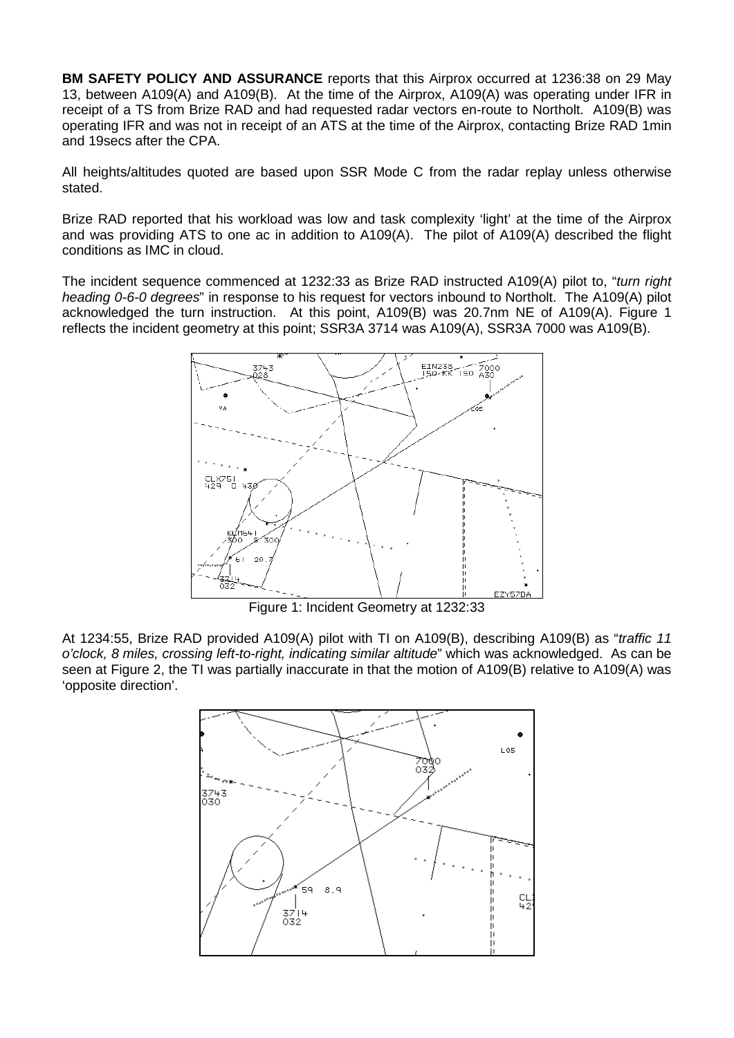**BM SAFETY POLICY AND ASSURANCE** reports that this Airprox occurred at 1236:38 on 29 May 13, between A109(A) and A109(B). At the time of the Airprox, A109(A) was operating under IFR in receipt of a TS from Brize RAD and had requested radar vectors en-route to Northolt. A109(B) was operating IFR and was not in receipt of an ATS at the time of the Airprox, contacting Brize RAD 1min and 19secs after the CPA.

All heights/altitudes quoted are based upon SSR Mode C from the radar replay unless otherwise stated.

Brize RAD reported that his workload was low and task complexity 'light' at the time of the Airprox and was providing ATS to one ac in addition to A109(A). The pilot of A109(A) described the flight conditions as IMC in cloud.

The incident sequence commenced at 1232:33 as Brize RAD instructed A109(A) pilot to, "*turn right heading 0-6-0 degrees*" in response to his request for vectors inbound to Northolt. The A109(A) pilot acknowledged the turn instruction. At this point, A109(B) was 20.7nm NE of A109(A). Figure 1 reflects the incident geometry at this point; SSR3A 3714 was A109(A), SSR3A 7000 was A109(B).

Figure 1: Incident Geometry at 1232:33

At 1234:55, Brize RAD provided A109(A) pilot with TI on A109(B), describing A109(B) as "*traffic 11 o'clock, 8 miles, crossing left-to-right, indicating similar altitude*" which was acknowledged. As can be seen at Figure 2, the TI was partially inaccurate in that the motion of A109(B) relative to A109(A) was 'opposite direction'.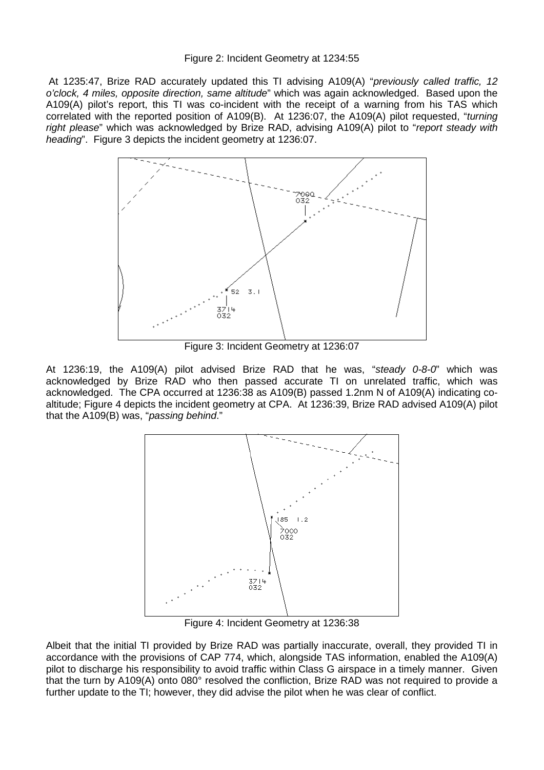Figure 2: Incident Geometry at 1234:55

At 1235:47, Brize RAD accurately updated this TI advising A109(A) "*previously called traffic, 12 o'clock, 4 miles, opposite direction, same altitude*" which was again acknowledged. Based upon the A109(A) pilot's report, this TI was co-incident with the receipt of a warning from his TAS which correlated with the reported position of A109(B). At 1236:07, the A109(A) pilot requested, "*turning right please*" which was acknowledged by Brize RAD, advising A109(A) pilot to "*report steady with heading*". Figure 3 depicts the incident geometry at 1236:07.

Figure 3: Incident Geometry at 1236:07

At 1236:19, the A109(A) pilot advised Brize RAD that he was, "*steady 0-8-0*" which was acknowledged by Brize RAD who then passed accurate TI on unrelated traffic, which was acknowledged. The CPA occurred at 1236:38 as A109(B) passed 1.2nm N of A109(A) indicating co-altitude; Figure 4 depicts the incident geometry at CPA. At 1236:39, Brize RAD advised A109(A) pilot that the A109(B) was, "*passing behind*."

Figure 4: Incident Geometry at 1236:38

Albeit that the initial TI provided by Brize RAD was partially inaccurate, overall, they provided TI in accordance with the provisions of CAP 774, which, alongside TAS information, enabled the A109(A) pilot to discharge his responsibility to avoid traffic within Class G airspace in a timely manner. Given that the turn by A109(A) onto 080° resolved the confliction, Brize RAD was not required to provide a further update to the TI; however, they did advise the pilot when he was clear of conflict.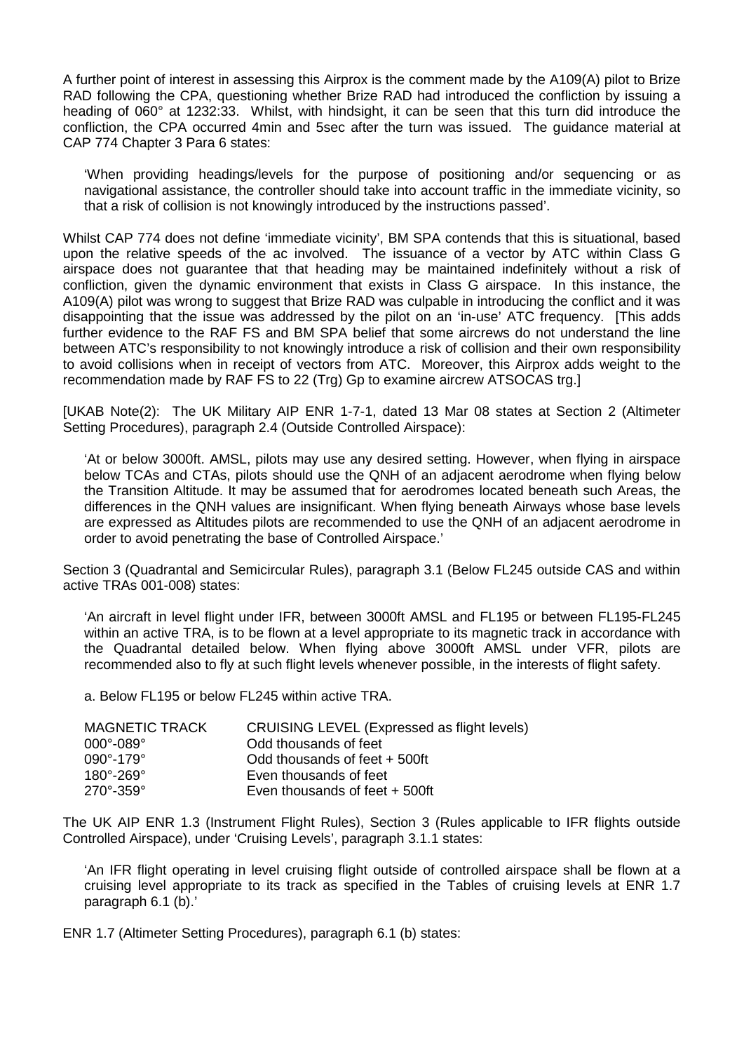A further point of interest in assessing this Airprox is the comment made by the A109(A) pilot to Brize RAD following the CPA, questioning whether Brize RAD had introduced the confliction by issuing a heading of 060° at 1232:33. Whilst, with hindsight, it can be seen that this turn did introduce the confliction, the CPA occurred 4min and 5sec after the turn was issued. The guidance material at CAP 774 Chapter 3 Para 6 states:

> 'When providing headings/levels for the purpose of positioning and/or sequencing or as navigational assistance, the controller should take into account traffic in the immediate vicinity, so that a risk of collision is not knowingly introduced by the instructions passed'.

Whilst CAP 774 does not define 'immediate vicinity', BM SPA contends that this is situational, based upon the relative speeds of the ac involved. The issuance of a vector by ATC within Class G airspace does not guarantee that that heading may be maintained indefinitely without a risk of confliction, given the dynamic environment that exists in Class G airspace. In this instance, the A109(A) pilot was wrong to suggest that Brize RAD was culpable in introducing the conflict and it was disappointing that the issue was addressed by the pilot on an 'in-use' ATC frequency. [This adds further evidence to the RAF FS and BM SPA belief that some aircrews do not understand the line between ATC's responsibility to not knowingly introduce a risk of collision and their own responsibility to avoid collisions when in receipt of vectors from ATC. Moreover, this Airprox adds weight to the recommendation made by RAF FS to 22 (Trg) Gp to examine aircrew ATSOCAS trg.]

[UKAB Note(2): The UK Military AIP ENR 1-7-1, dated 13 Mar 08 states at Section 2 (Altimeter Setting Procedures), paragraph 2.4 (Outside Controlled Airspace):

> 'At or below 3000ft. AMSL, pilots may use any desired setting. However, when flying in airspace below TCAs and CTAs, pilots should use the QNH of an adjacent aerodrome when flying below the Transition Altitude. It may be assumed that for aerodromes located beneath such Areas, the differences in the QNH values are insignificant. When flying beneath Airways whose base levels are expressed as Altitudes pilots are recommended to use the QNH of an adjacent aerodrome in order to avoid penetrating the base of Controlled Airspace.'

Section 3 (Quadrantal and Semicircular Rules), paragraph 3.1 (Below FL245 outside CAS and within active TRAs 001-008) states:

> 'An aircraft in level flight under IFR, between 3000ft AMSL and FL195 or between FL195-FL245 within an active TRA, is to be flown at a level appropriate to its magnetic track in accordance with the Quadrantal detailed below. When flying above 3000ft AMSL under VFR, pilots are recommended also to fly at such flight levels whenever possible, in the interests of flight safety.
>
> a. Below FL195 or below FL245 within active TRA.

| MAGNETIC TRACK | CRUISING LEVEL (Expressed as flight levels) |
|---|---|
| 000°-089° | Odd thousands of feet |
| 090°-179° | Odd thousands of feet + 500ft |
| 180°-269° | Even thousands of feet |
| 270°-359° | Even thousands of feet + 500ft |

The UK AIP ENR 1.3 (Instrument Flight Rules), Section 3 (Rules applicable to IFR flights outside Controlled Airspace), under 'Cruising Levels', paragraph 3.1.1 states:

> 'An IFR flight operating in level cruising flight outside of controlled airspace shall be flown at a cruising level appropriate to its track as specified in the Tables of cruising levels at ENR 1.7 paragraph 6.1 (b).'

ENR 1.7 (Altimeter Setting Procedures), paragraph 6.1 (b) states: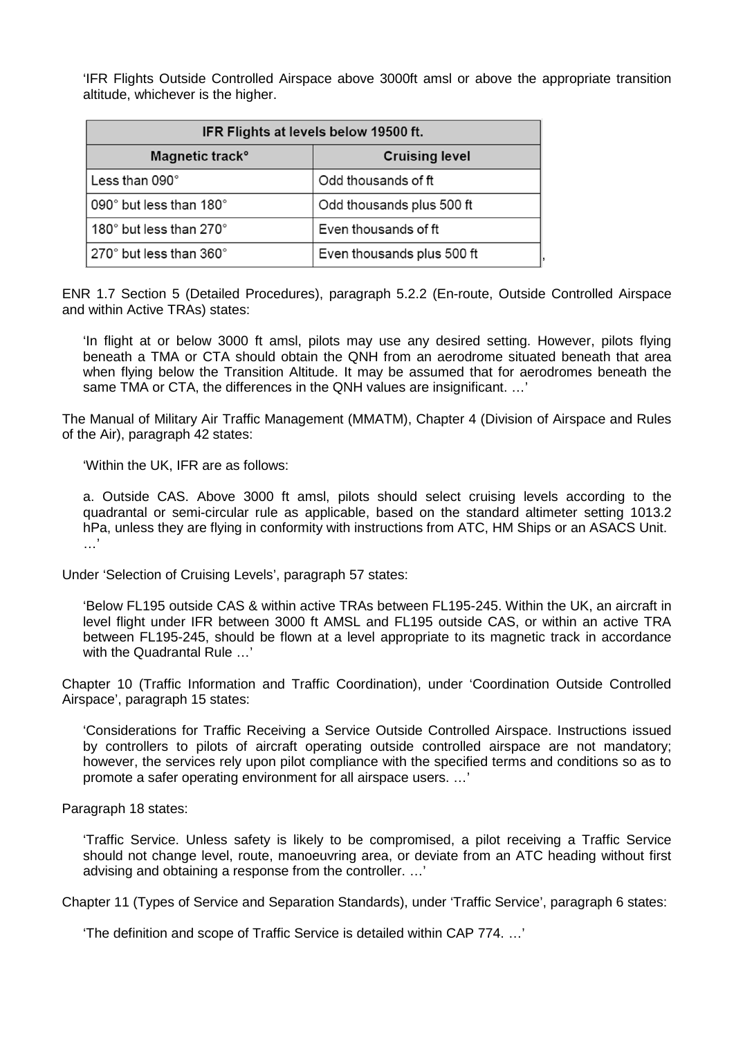'IFR Flights Outside Controlled Airspace above 3000ft amsl or above the appropriate transition altitude, whichever is the higher.

| IFR Flights at levels below 19500 ft. | |
|---|---|
| **Magnetic track°** | **Cruising level** |
| Less than 090° | Odd thousands of ft |
| 090° but less than 180° | Odd thousands plus 500 ft |
| 180° but less than 270° | Even thousands of ft |
| 270° but less than 360° | Even thousands plus 500 ft |

',

ENR 1.7 Section 5 (Detailed Procedures), paragraph 5.2.2 (En-route, Outside Controlled Airspace and within Active TRAs) states:

> 'In flight at or below 3000 ft amsl, pilots may use any desired setting. However, pilots flying beneath a TMA or CTA should obtain the QNH from an aerodrome situated beneath that area when flying below the Transition Altitude. It may be assumed that for aerodromes beneath the same TMA or CTA, the differences in the QNH values are insignificant. …'

The Manual of Military Air Traffic Management (MMATM), Chapter 4 (Division of Airspace and Rules of the Air), paragraph 42 states:

> 'Within the UK, IFR are as follows:
>
> a. Outside CAS. Above 3000 ft amsl, pilots should select cruising levels according to the quadrantal or semi-circular rule as applicable, based on the standard altimeter setting 1013.2 hPa, unless they are flying in conformity with instructions from ATC, HM Ships or an ASACS Unit. …'

Under 'Selection of Cruising Levels', paragraph 57 states:

> 'Below FL195 outside CAS & within active TRAs between FL195-245. Within the UK, an aircraft in level flight under IFR between 3000 ft AMSL and FL195 outside CAS, or within an active TRA between FL195-245, should be flown at a level appropriate to its magnetic track in accordance with the Quadrantal Rule …'

Chapter 10 (Traffic Information and Traffic Coordination), under 'Coordination Outside Controlled Airspace', paragraph 15 states:

> 'Considerations for Traffic Receiving a Service Outside Controlled Airspace. Instructions issued by controllers to pilots of aircraft operating outside controlled airspace are not mandatory; however, the services rely upon pilot compliance with the specified terms and conditions so as to promote a safer operating environment for all airspace users. …'

Paragraph 18 states:

> 'Traffic Service. Unless safety is likely to be compromised, a pilot receiving a Traffic Service should not change level, route, manoeuvring area, or deviate from an ATC heading without first advising and obtaining a response from the controller. …'

Chapter 11 (Types of Service and Separation Standards), under 'Traffic Service', paragraph 6 states:

> 'The definition and scope of Traffic Service is detailed within CAP 774. …'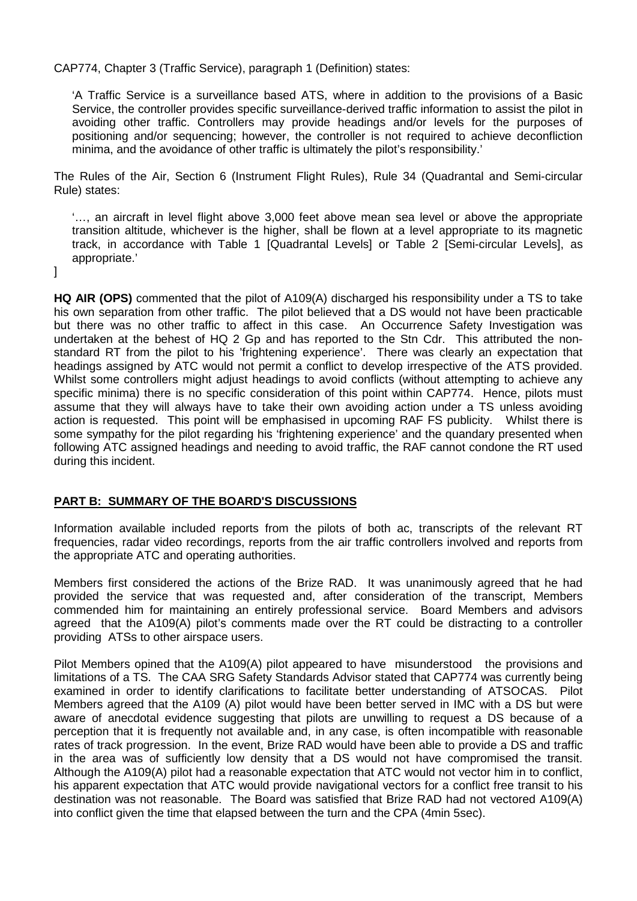CAP774, Chapter 3 (Traffic Service), paragraph 1 (Definition) states:

> 'A Traffic Service is a surveillance based ATS, where in addition to the provisions of a Basic Service, the controller provides specific surveillance-derived traffic information to assist the pilot in avoiding other traffic. Controllers may provide headings and/or levels for the purposes of positioning and/or sequencing; however, the controller is not required to achieve deconfliction minima, and the avoidance of other traffic is ultimately the pilot's responsibility.'

The Rules of the Air, Section 6 (Instrument Flight Rules), Rule 34 (Quadrantal and Semi-circular Rule) states:

> '…, an aircraft in level flight above 3,000 feet above mean sea level or above the appropriate transition altitude, whichever is the higher, shall be flown at a level appropriate to its magnetic track, in accordance with Table 1 [Quadrantal Levels] or Table 2 [Semi-circular Levels], as appropriate.'

]

**HQ AIR (OPS)** commented that the pilot of A109(A) discharged his responsibility under a TS to take his own separation from other traffic. The pilot believed that a DS would not have been practicable but there was no other traffic to affect in this case. An Occurrence Safety Investigation was undertaken at the behest of HQ 2 Gp and has reported to the Stn Cdr. This attributed the non-standard RT from the pilot to his 'frightening experience'. There was clearly an expectation that headings assigned by ATC would not permit a conflict to develop irrespective of the ATS provided. Whilst some controllers might adjust headings to avoid conflicts (without attempting to achieve any specific minima) there is no specific consideration of this point within CAP774. Hence, pilots must assume that they will always have to take their own avoiding action under a TS unless avoiding action is requested. This point will be emphasised in upcoming RAF FS publicity. Whilst there is some sympathy for the pilot regarding his 'frightening experience' and the quandary presented when following ATC assigned headings and needing to avoid traffic, the RAF cannot condone the RT used during this incident.

## PART B: SUMMARY OF THE BOARD'S DISCUSSIONS

Information available included reports from the pilots of both ac, transcripts of the relevant RT frequencies, radar video recordings, reports from the air traffic controllers involved and reports from the appropriate ATC and operating authorities.

Members first considered the actions of the Brize RAD. It was unanimously agreed that he had provided the service that was requested and, after consideration of the transcript, Members commended him for maintaining an entirely professional service. Board Members and advisors agreed that the A109(A) pilot's comments made over the RT could be distracting to a controller providing ATSs to other airspace users.

Pilot Members opined that the A109(A) pilot appeared to have misunderstood the provisions and limitations of a TS. The CAA SRG Safety Standards Advisor stated that CAP774 was currently being examined in order to identify clarifications to facilitate better understanding of ATSOCAS. Pilot Members agreed that the A109 (A) pilot would have been better served in IMC with a DS but were aware of anecdotal evidence suggesting that pilots are unwilling to request a DS because of a perception that it is frequently not available and, in any case, is often incompatible with reasonable rates of track progression. In the event, Brize RAD would have been able to provide a DS and traffic in the area was of sufficiently low density that a DS would not have compromised the transit. Although the A109(A) pilot had a reasonable expectation that ATC would not vector him in to conflict, his apparent expectation that ATC would provide navigational vectors for a conflict free transit to his destination was not reasonable. The Board was satisfied that Brize RAD had not vectored A109(A) into conflict given the time that elapsed between the turn and the CPA (4min 5sec).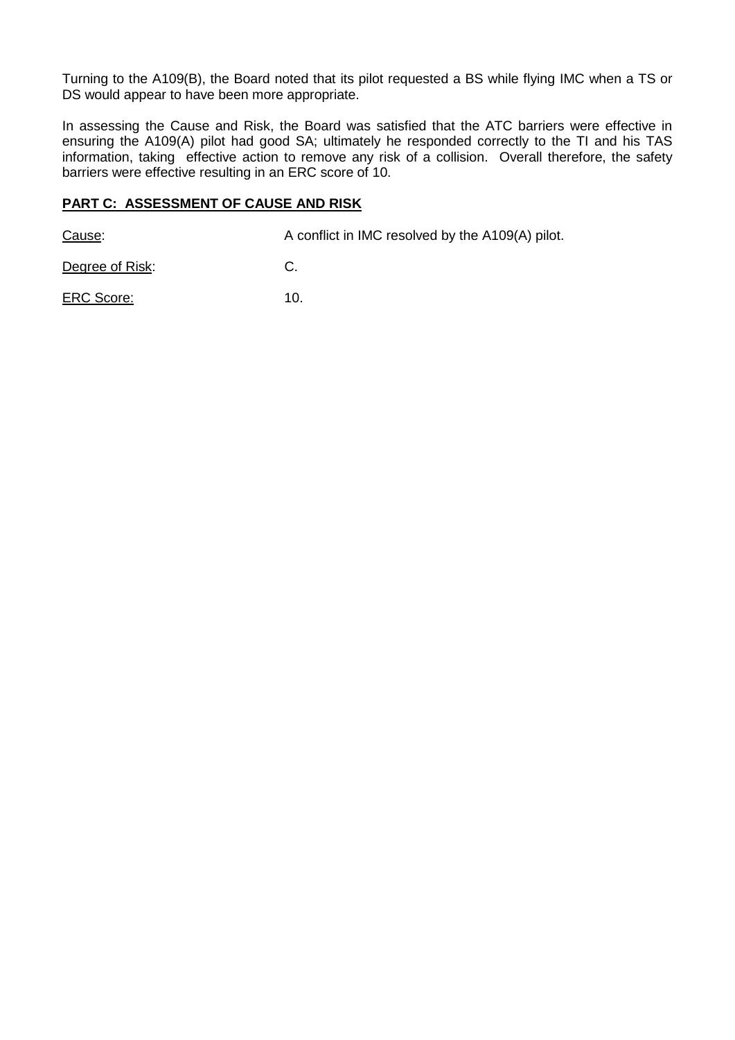Turning to the A109(B), the Board noted that its pilot requested a BS while flying IMC when a TS or DS would appear to have been more appropriate.

In assessing the Cause and Risk, the Board was satisfied that the ATC barriers were effective in ensuring the A109(A) pilot had good SA; ultimately he responded correctly to the TI and his TAS information, taking effective action to remove any risk of a collision. Overall therefore, the safety barriers were effective resulting in an ERC score of 10.

## PART C: ASSESSMENT OF CAUSE AND RISK

| | |
|---|---|
| Cause: | A conflict in IMC resolved by the A109(A) pilot. |
| Degree of Risk: | C. |
| ERC Score: | 10. |